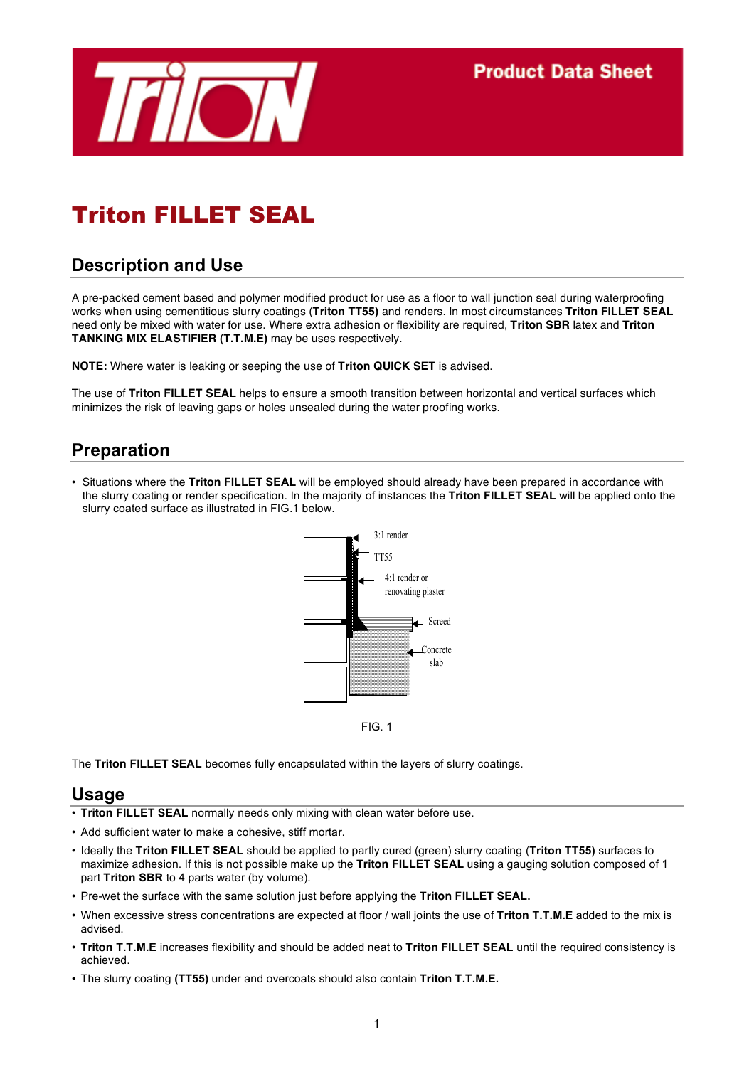Product Data Sheet

# Triton FILLET SEAL

## Description and Use

A pre-packed cement based and polymer modified product for use as a floor to wall junction seal during waterproofing works when using cementitious slurry coatings (**Triton TT55)** and renders. In most circumstances **Triton FILLET SEAL** need only be mixed with water for use. Where extra adhesion or flexibility are required, **Triton SBR** latex and **Triton TANKING MIX ELASTIFIER (T.T.M.E)** may be uses respectively.

**NOTE:** Where water is leaking or seeping the use of **Triton QUICK SET** is advised.

The use of **Triton FILLET SEAL** helps to ensure a smooth transition between horizontal and vertical surfaces which minimizes the risk of leaving gaps or holes unsealed during the water proofing works.

## Preparation

- Situations where the **Triton FILLET SEAL** will be employed should already have been prepared in accordance with the slurry coating or render specification. In the majority of instances the **Triton FILLET SEAL** will be applied onto the slurry coated surface as illustrated in FIG.1 below.

3:1 render
TT55
4:1 render or renovating plaster
Screed
Concrete slab

FIG. 1

The **Triton FILLET SEAL** becomes fully encapsulated within the layers of slurry coatings.

## Usage

- **Triton FILLET SEAL** normally needs only mixing with clean water before use.
- Add sufficient water to make a cohesive, stiff mortar.
- Ideally the **Triton FILLET SEAL** should be applied to partly cured (green) slurry coating (**Triton TT55)** surfaces to maximize adhesion. If this is not possible make up the **Triton FILLET SEAL** using a gauging solution composed of 1 part **Triton SBR** to 4 parts water (by volume).
- Pre-wet the surface with the same solution just before applying the **Triton FILLET SEAL.**
- When excessive stress concentrations are expected at floor / wall joints the use of **Triton T.T.M.E** added to the mix is advised.
- **Triton T.T.M.E** increases flexibility and should be added neat to **Triton FILLET SEAL** until the required consistency is achieved.
- The slurry coating **(TT55)** under and overcoats should also contain **Triton T.T.M.E.**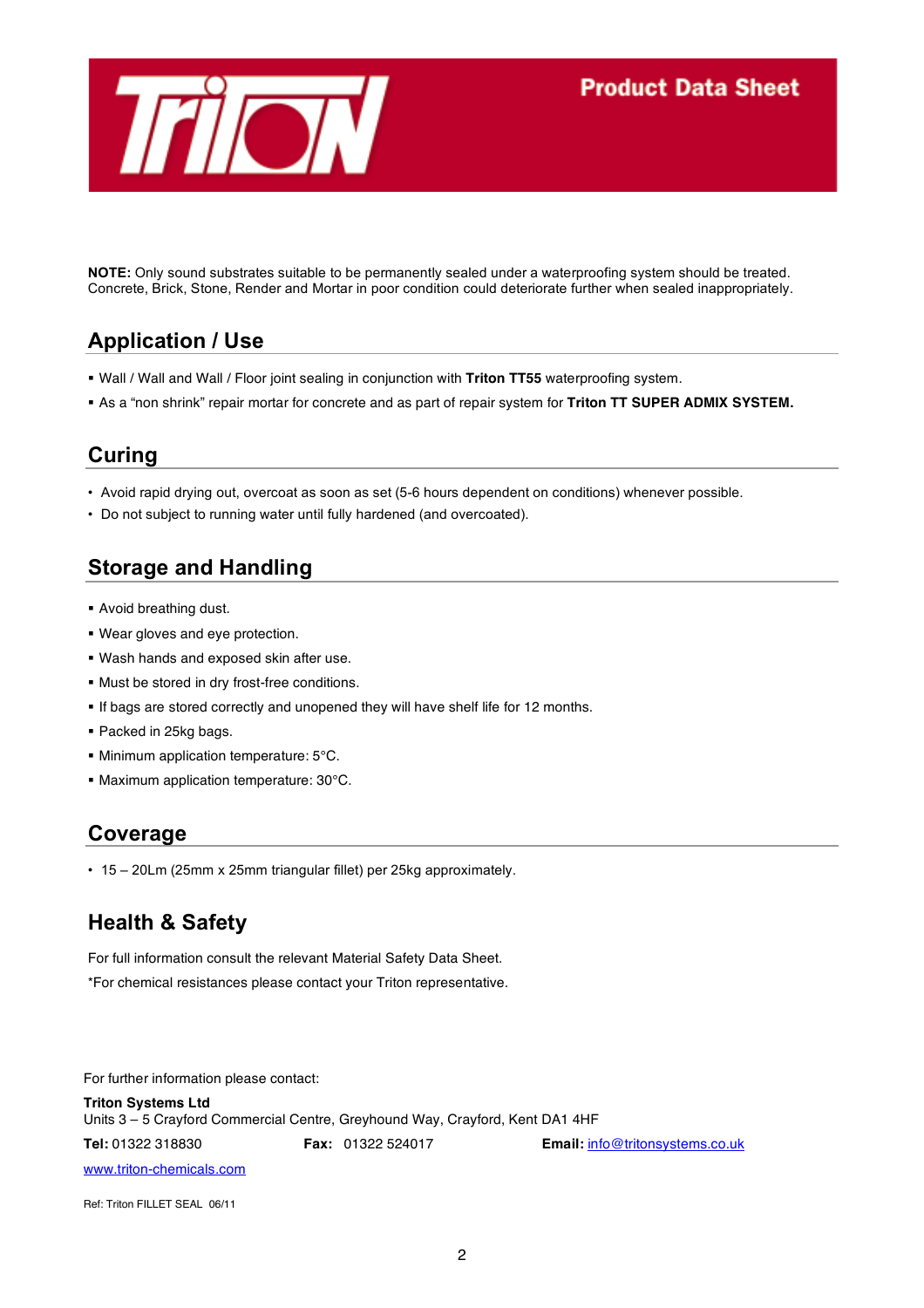**NOTE:** Only sound substrates suitable to be permanently sealed under a waterproofing system should be treated. Concrete, Brick, Stone, Render and Mortar in poor condition could deteriorate further when sealed inappropriately.

## Application / Use

- Wall / Wall and Wall / Floor joint sealing in conjunction with **Triton TT55** waterproofing system.
- As a "non shrink" repair mortar for concrete and as part of repair system for **Triton TT SUPER ADMIX SYSTEM.**

## Curing

- Avoid rapid drying out, overcoat as soon as set (5-6 hours dependent on conditions) whenever possible.
- Do not subject to running water until fully hardened (and overcoated).

## Storage and Handling

- Avoid breathing dust.
- Wear gloves and eye protection.
- Wash hands and exposed skin after use.
- Must be stored in dry frost-free conditions.
- If bags are stored correctly and unopened they will have shelf life for 12 months.
- Packed in 25kg bags.
- Minimum application temperature: 5°C.
- Maximum application temperature: 30°C.

## Coverage

- 15 – 20Lm (25mm x 25mm triangular fillet) per 25kg approximately.

## Health & Safety

For full information consult the relevant Material Safety Data Sheet.

*For chemical resistances please contact your Triton representative.

For further information please contact:

**Triton Systems Ltd**
Units 3 – 5 Crayford Commercial Centre, Greyhound Way, Crayford, Kent DA1 4HF

**Tel:** 01322 318830 **Fax:** 01322 524017 **Email:** info@tritonsystems.co.uk

www.triton-chemicals.com

Ref: Triton FILLET SEAL 06/11